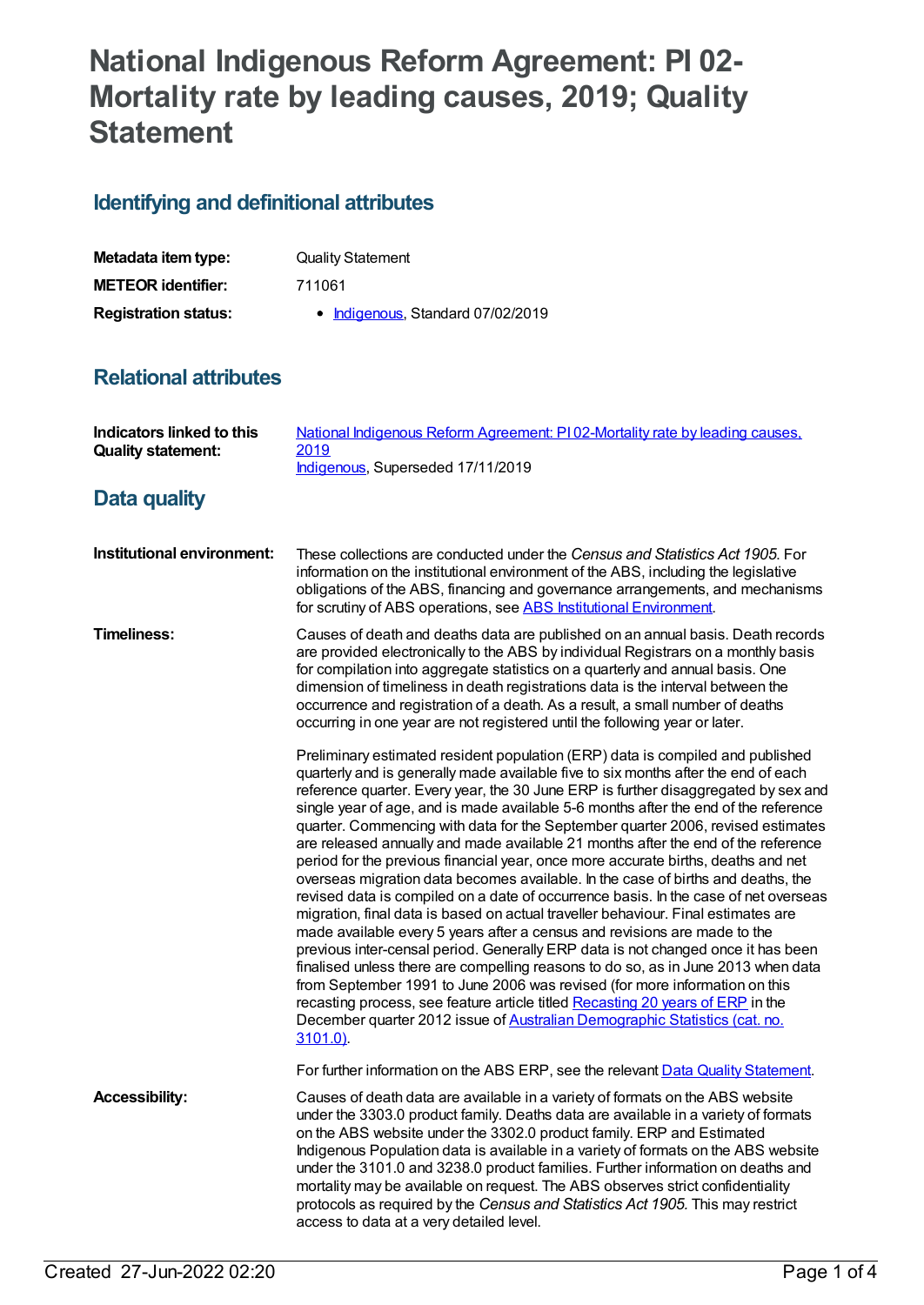# National Indigenous Reform Agreement: PI 02-Mortality rate by leading causes, 2019; Quality Statement

## Identifying and definitional attributes

| | |
|---|---|
| **Metadata item type:** | Quality Statement |
| **METEOR identifier:** | 711061 |
| **Registration status:** | • Indigenous, Standard 07/02/2019 |

## Relational attributes

| | |
|---|---|
| **Indicators linked to this Quality statement:** | National Indigenous Reform Agreement: PI 02-Mortality rate by leading causes, 2019<br>Indigenous, Superseded 17/11/2019 |

## Data quality

**Institutional environment:**

These collections are conducted under the *Census and Statistics Act 1905*. For information on the institutional environment of the ABS, including the legislative obligations of the ABS, financing and governance arrangements, and mechanisms for scrutiny of ABS operations, see ABS Institutional Environment.

**Timeliness:**

Causes of death and deaths data are published on an annual basis. Death records are provided electronically to the ABS by individual Registrars on a monthly basis for compilation into aggregate statistics on a quarterly and annual basis. One dimension of timeliness in death registrations data is the interval between the occurrence and registration of a death. As a result, a small number of deaths occurring in one year are not registered until the following year or later.

Preliminary estimated resident population (ERP) data is compiled and published quarterly and is generally made available five to six months after the end of each reference quarter. Every year, the 30 June ERP is further disaggregated by sex and single year of age, and is made available 5-6 months after the end of the reference quarter. Commencing with data for the September quarter 2006, revised estimates are released annually and made available 21 months after the end of the reference period for the previous financial year, once more accurate births, deaths and net overseas migration data becomes available. In the case of births and deaths, the revised data is compiled on a date of occurrence basis. In the case of net overseas migration, final data is based on actual traveller behaviour. Final estimates are made available every 5 years after a census and revisions are made to the previous inter-censal period. Generally ERP data is not changed once it has been finalised unless there are compelling reasons to do so, as in June 2013 when data from September 1991 to June 2006 was revised (for more information on this recasting process, see feature article titled Recasting 20 years of ERP in the December quarter 2012 issue of Australian Demographic Statistics (cat. no. 3101.0).

For further information on the ABS ERP, see the relevant Data Quality Statement.

**Accessibility:**

Causes of death data are available in a variety of formats on the ABS website under the 3303.0 product family. Deaths data are available in a variety of formats on the ABS website under the 3302.0 product family. ERP and Estimated Indigenous Population data is available in a variety of formats on the ABS website under the 3101.0 and 3238.0 product families. Further information on deaths and mortality may be available on request. The ABS observes strict confidentiality protocols as required by the *Census and Statistics Act 1905.* This may restrict access to data at a very detailed level.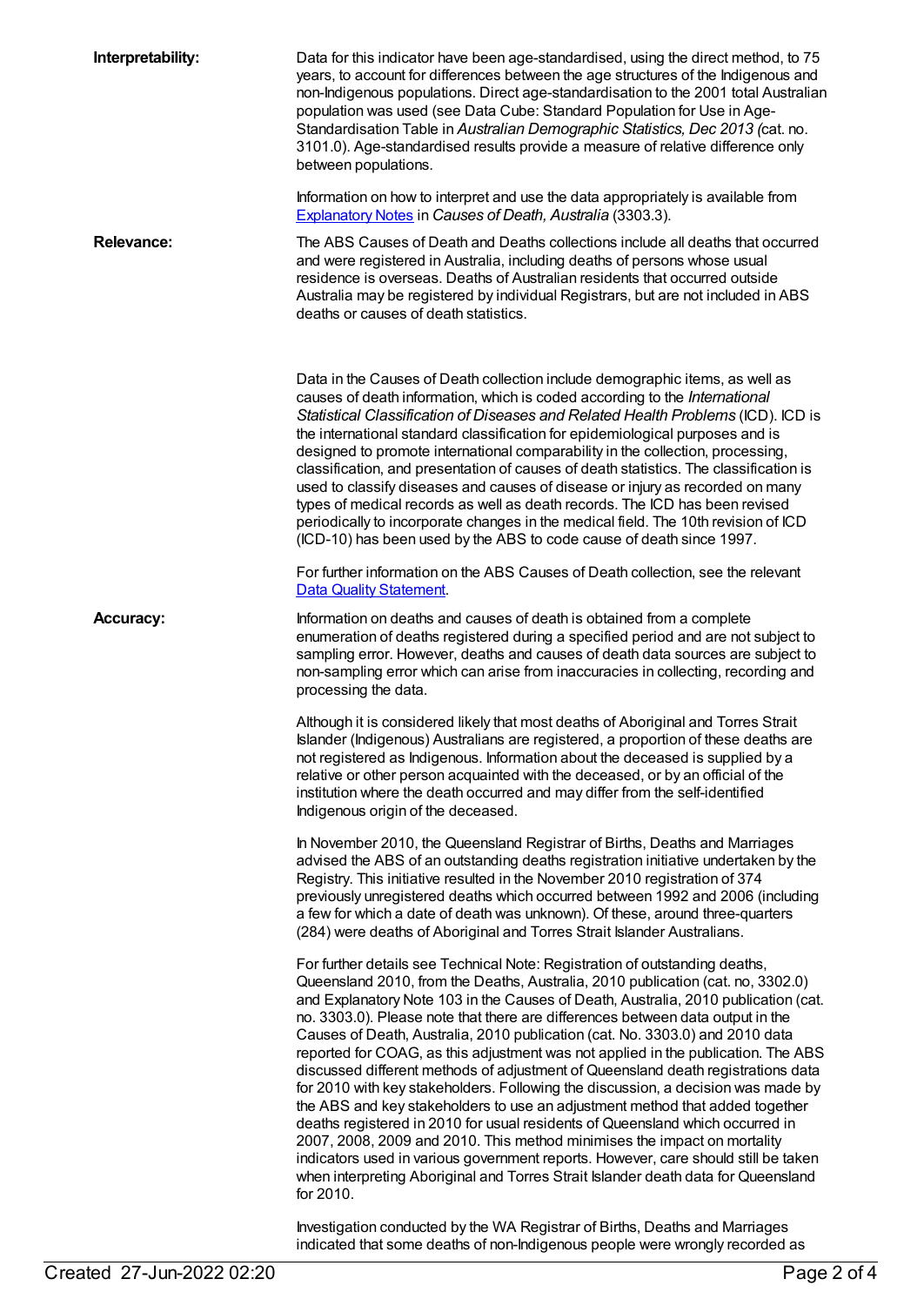**Interpretability:**

Data for this indicator have been age-standardised, using the direct method, to 75 years, to account for differences between the age structures of the Indigenous and non-Indigenous populations. Direct age-standardisation to the 2001 total Australian population was used (see Data Cube: Standard Population for Use in Age-Standardisation Table in *Australian Demographic Statistics, Dec 2013 (*cat. no. 3101.0). Age-standardised results provide a measure of relative difference only between populations.

Information on how to interpret and use the data appropriately is available from [Explanatory Notes] in *Causes of Death, Australia* (3303.3).

**Relevance:**

The ABS Causes of Death and Deaths collections include all deaths that occurred and were registered in Australia, including deaths of persons whose usual residence is overseas. Deaths of Australian residents that occurred outside Australia may be registered by individual Registrars, but are not included in ABS deaths or causes of death statistics.

Data in the Causes of Death collection include demographic items, as well as causes of death information, which is coded according to the *International Statistical Classification of Diseases and Related Health Problems* (ICD). ICD is the international standard classification for epidemiological purposes and is designed to promote international comparability in the collection, processing, classification, and presentation of causes of death statistics. The classification is used to classify diseases and causes of disease or injury as recorded on many types of medical records as well as death records. The ICD has been revised periodically to incorporate changes in the medical field. The 10th revision of ICD (ICD-10) has been used by the ABS to code cause of death since 1997.

For further information on the ABS Causes of Death collection, see the relevant [Data Quality Statement].

**Accuracy:**

Information on deaths and causes of death is obtained from a complete enumeration of deaths registered during a specified period and are not subject to sampling error. However, deaths and causes of death data sources are subject to non-sampling error which can arise from inaccuracies in collecting, recording and processing the data.

Although it is considered likely that most deaths of Aboriginal and Torres Strait Islander (Indigenous) Australians are registered, a proportion of these deaths are not registered as Indigenous. Information about the deceased is supplied by a relative or other person acquainted with the deceased, or by an official of the institution where the death occurred and may differ from the self-identified Indigenous origin of the deceased.

In November 2010, the Queensland Registrar of Births, Deaths and Marriages advised the ABS of an outstanding deaths registration initiative undertaken by the Registry. This initiative resulted in the November 2010 registration of 374 previously unregistered deaths which occurred between 1992 and 2006 (including a few for which a date of death was unknown). Of these, around three-quarters (284) were deaths of Aboriginal and Torres Strait Islander Australians.

For further details see Technical Note: Registration of outstanding deaths, Queensland 2010, from the Deaths, Australia, 2010 publication (cat. no, 3302.0) and Explanatory Note 103 in the Causes of Death, Australia, 2010 publication (cat. no. 3303.0). Please note that there are differences between data output in the Causes of Death, Australia, 2010 publication (cat. No. 3303.0) and 2010 data reported for COAG, as this adjustment was not applied in the publication. The ABS discussed different methods of adjustment of Queensland death registrations data for 2010 with key stakeholders. Following the discussion, a decision was made by the ABS and key stakeholders to use an adjustment method that added together deaths registered in 2010 for usual residents of Queensland which occurred in 2007, 2008, 2009 and 2010. This method minimises the impact on mortality indicators used in various government reports. However, care should still be taken when interpreting Aboriginal and Torres Strait Islander death data for Queensland for 2010.

Investigation conducted by the WA Registrar of Births, Deaths and Marriages indicated that some deaths of non-Indigenous people were wrongly recorded as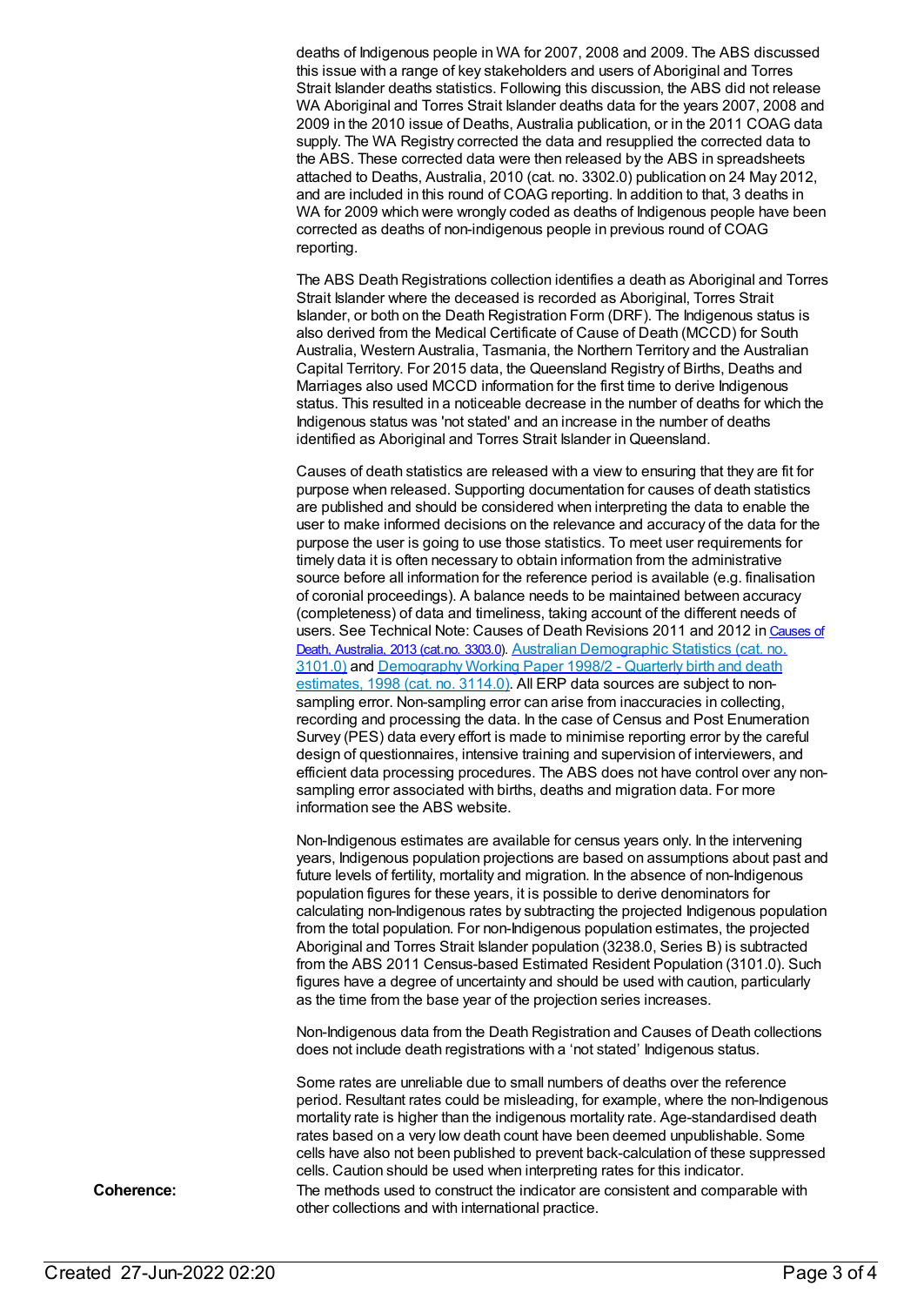deaths of Indigenous people in WA for 2007, 2008 and 2009. The ABS discussed this issue with a range of key stakeholders and users of Aboriginal and Torres Strait Islander deaths statistics. Following this discussion, the ABS did not release WA Aboriginal and Torres Strait Islander deaths data for the years 2007, 2008 and 2009 in the 2010 issue of Deaths, Australia publication, or in the 2011 COAG data supply. The WA Registry corrected the data and resupplied the corrected data to the ABS. These corrected data were then released by the ABS in spreadsheets attached to Deaths, Australia, 2010 (cat. no. 3302.0) publication on 24 May 2012, and are included in this round of COAG reporting. In addition to that, 3 deaths in WA for 2009 which were wrongly coded as deaths of Indigenous people have been corrected as deaths of non-indigenous people in previous round of COAG reporting.

The ABS Death Registrations collection identifies a death as Aboriginal and Torres Strait Islander where the deceased is recorded as Aboriginal, Torres Strait Islander, or both on the Death Registration Form (DRF). The Indigenous status is also derived from the Medical Certificate of Cause of Death (MCCD) for South Australia, Western Australia, Tasmania, the Northern Territory and the Australian Capital Territory. For 2015 data, the Queensland Registry of Births, Deaths and Marriages also used MCCD information for the first time to derive Indigenous status. This resulted in a noticeable decrease in the number of deaths for which the Indigenous status was 'not stated' and an increase in the number of deaths identified as Aboriginal and Torres Strait Islander in Queensland.

Causes of death statistics are released with a view to ensuring that they are fit for purpose when released. Supporting documentation for causes of death statistics are published and should be considered when interpreting the data to enable the user to make informed decisions on the relevance and accuracy of the data for the purpose the user is going to use those statistics. To meet user requirements for timely data it is often necessary to obtain information from the administrative source before all information for the reference period is available (e.g. finalisation of coronial proceedings). A balance needs to be maintained between accuracy (completeness) of data and timeliness, taking account of the different needs of users. See Technical Note: Causes of Death Revisions 2011 and 2012 in [Causes of Death, Australia, 2013 (cat.no. 3303.0)](). [Australian Demographic Statistics (cat. no. 3101.0)]() and [Demography Working Paper 1998/2 - Quarterly birth and death estimates, 1998 (cat. no. 3114.0)](). All ERP data sources are subject to non-sampling error. Non-sampling error can arise from inaccuracies in collecting, recording and processing the data. In the case of Census and Post Enumeration Survey (PES) data every effort is made to minimise reporting error by the careful design of questionnaires, intensive training and supervision of interviewers, and efficient data processing procedures. The ABS does not have control over any non-sampling error associated with births, deaths and migration data. For more information see the ABS website.

Non-Indigenous estimates are available for census years only. In the intervening years, Indigenous population projections are based on assumptions about past and future levels of fertility, mortality and migration. In the absence of non-Indigenous population figures for these years, it is possible to derive denominators for calculating non-Indigenous rates by subtracting the projected Indigenous population from the total population. For non-Indigenous population estimates, the projected Aboriginal and Torres Strait Islander population (3238.0, Series B) is subtracted from the ABS 2011 Census-based Estimated Resident Population (3101.0). Such figures have a degree of uncertainty and should be used with caution, particularly as the time from the base year of the projection series increases.

Non-Indigenous data from the Death Registration and Causes of Death collections does not include death registrations with a 'not stated' Indigenous status.

Some rates are unreliable due to small numbers of deaths over the reference period. Resultant rates could be misleading, for example, where the non-Indigenous mortality rate is higher than the indigenous mortality rate. Age-standardised death rates based on a very low death count have been deemed unpublishable. Some cells have also not been published to prevent back-calculation of these suppressed cells. Caution should be used when interpreting rates for this indicator.

**Coherence:** The methods used to construct the indicator are consistent and comparable with other collections and with international practice.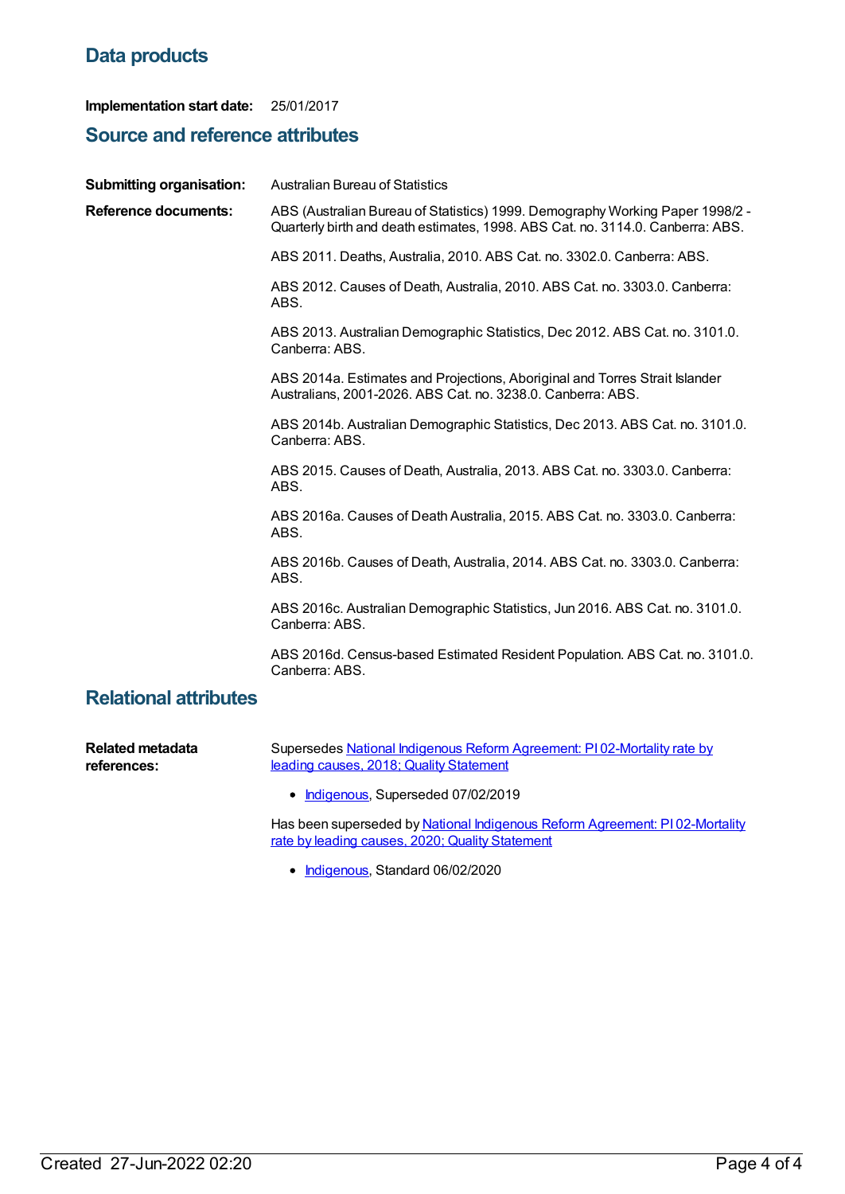## Data products

**Implementation start date:** 25/01/2017

## Source and reference attributes

**Submitting organisation:** Australian Bureau of Statistics

**Reference documents:**

ABS (Australian Bureau of Statistics) 1999. Demography Working Paper 1998/2 - Quarterly birth and death estimates, 1998. ABS Cat. no. 3114.0. Canberra: ABS.

ABS 2011. Deaths, Australia, 2010. ABS Cat. no. 3302.0. Canberra: ABS.

ABS 2012. Causes of Death, Australia, 2010. ABS Cat. no. 3303.0. Canberra: ABS.

ABS 2013. Australian Demographic Statistics, Dec 2012. ABS Cat. no. 3101.0. Canberra: ABS.

ABS 2014a. Estimates and Projections, Aboriginal and Torres Strait Islander Australians, 2001-2026. ABS Cat. no. 3238.0. Canberra: ABS.

ABS 2014b. Australian Demographic Statistics, Dec 2013. ABS Cat. no. 3101.0. Canberra: ABS.

ABS 2015. Causes of Death, Australia, 2013. ABS Cat. no. 3303.0. Canberra: ABS.

ABS 2016a. Causes of Death Australia, 2015. ABS Cat. no. 3303.0. Canberra: ABS.

ABS 2016b. Causes of Death, Australia, 2014. ABS Cat. no. 3303.0. Canberra: ABS.

ABS 2016c. Australian Demographic Statistics, Jun 2016. ABS Cat. no. 3101.0. Canberra: ABS.

ABS 2016d. Census-based Estimated Resident Population. ABS Cat. no. 3101.0. Canberra: ABS.

## Relational attributes

**Related metadata references:**

Supersedes National Indigenous Reform Agreement: PI 02-Mortality rate by leading causes, 2018; Quality Statement

- Indigenous, Superseded 07/02/2019

Has been superseded by National Indigenous Reform Agreement: PI 02-Mortality rate by leading causes, 2020; Quality Statement

- Indigenous, Standard 06/02/2020